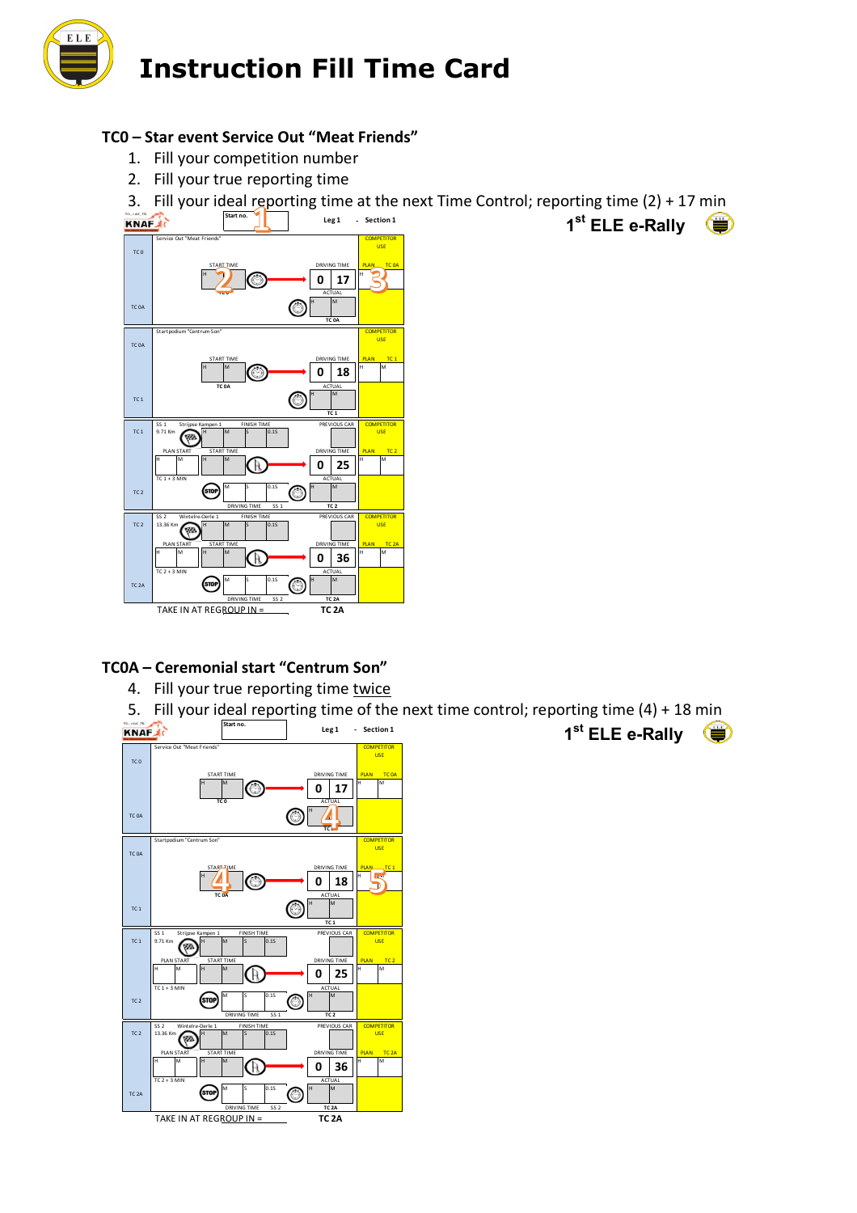# Instruction Fill Time Card

## TC0 – Star event Service Out "Meat Friends"

1. Fill your competition number
2. Fill your true reporting time
3. Fill your ideal reporting time at the next Time Control; reporting time (2) + 17 min

KNAF — Start no. **1** — Leg 1 - Section 1 — 1st ELE e-Rally

| | Section | Start time | Driving time | Competitor use |
|---|---|---|---|---|
| TC 0 / TC 0A | Service Out "Meat Friends" | START TIME H **2** M (TC 0) | DRIVING TIME 0 17; ACTUAL H M (TC 0A) | PLAN TC 0A H **3** M |
| TC 0A / TC 1 | Startpodium "Centrum Son" | START TIME H M (TC 0A) | DRIVING TIME 0 18; ACTUAL H M (TC 1) | PLAN TC 1 H M |
| TC 1 / TC 2 | SS 1 Strijpse Kampen 1, 9.71 Km; FINISH TIME H M S 0.1S; PLAN START H M (TC 1 + 3 MIN); STOP M S 0.1S; DRIVING TIME SS 1 | START TIME H M | PREVIOUS CAR; DRIVING TIME 0 25; ACTUAL H M (TC 2) | PLAN TC 2 H M |
| TC 2 / TC 2A | SS 2 Wintelre-Oerle 1, 13.36 Km; FINISH TIME H M S 0.1S; PLAN START H M (TC 2 + 3 MIN); STOP M S 0.1S; DRIVING TIME SS 2 | START TIME H M | PREVIOUS CAR; DRIVING TIME 0 36; ACTUAL H M (TC 2A) | PLAN TC 2A H M |

TAKE IN AT REGROUP IN = TC 2A

## TC0A – Ceremonial start "Centrum Son"

4. Fill your true reporting time twice
5. Fill your ideal reporting time of the next time control; reporting time (4) + 18 min

KNAF — Start no. — Leg 1 - Section 1 — 1st ELE e-Rally

| | Section | Start time | Driving time | Competitor use |
|---|---|---|---|---|
| TC 0 / TC 0A | Service Out "Meat Friends" | START TIME H M (TC 0) | DRIVING TIME 0 17; ACTUAL H **4** M (TC 0A) | PLAN TC 0A H M |
| TC 0A / TC 1 | Startpodium "Centrum Son" | START TIME H **4** M (TC 0A) | DRIVING TIME 0 18; ACTUAL H M (TC 1) | PLAN TC 1 H **5** M |
| TC 1 / TC 2 | SS 1 Strijpse Kampen 1, 9.71 Km; FINISH TIME H M S 0.1S; PLAN START H M (TC 1 + 3 MIN); STOP M S 0.1S; DRIVING TIME SS 1 | START TIME H M | PREVIOUS CAR; DRIVING TIME 0 25; ACTUAL H M (TC 2) | PLAN TC 2 H M |
| TC 2 / TC 2A | SS 2 Wintelre-Oerle 1, 13.36 Km; FINISH TIME H M S 0.1S; PLAN START H M (TC 2 + 3 MIN); STOP M S 0.1S; DRIVING TIME SS 2 | START TIME H M | PREVIOUS CAR; DRIVING TIME 0 36; ACTUAL H M (TC 2A) | PLAN TC 2A H M |

TAKE IN AT REGROUP IN = TC 2A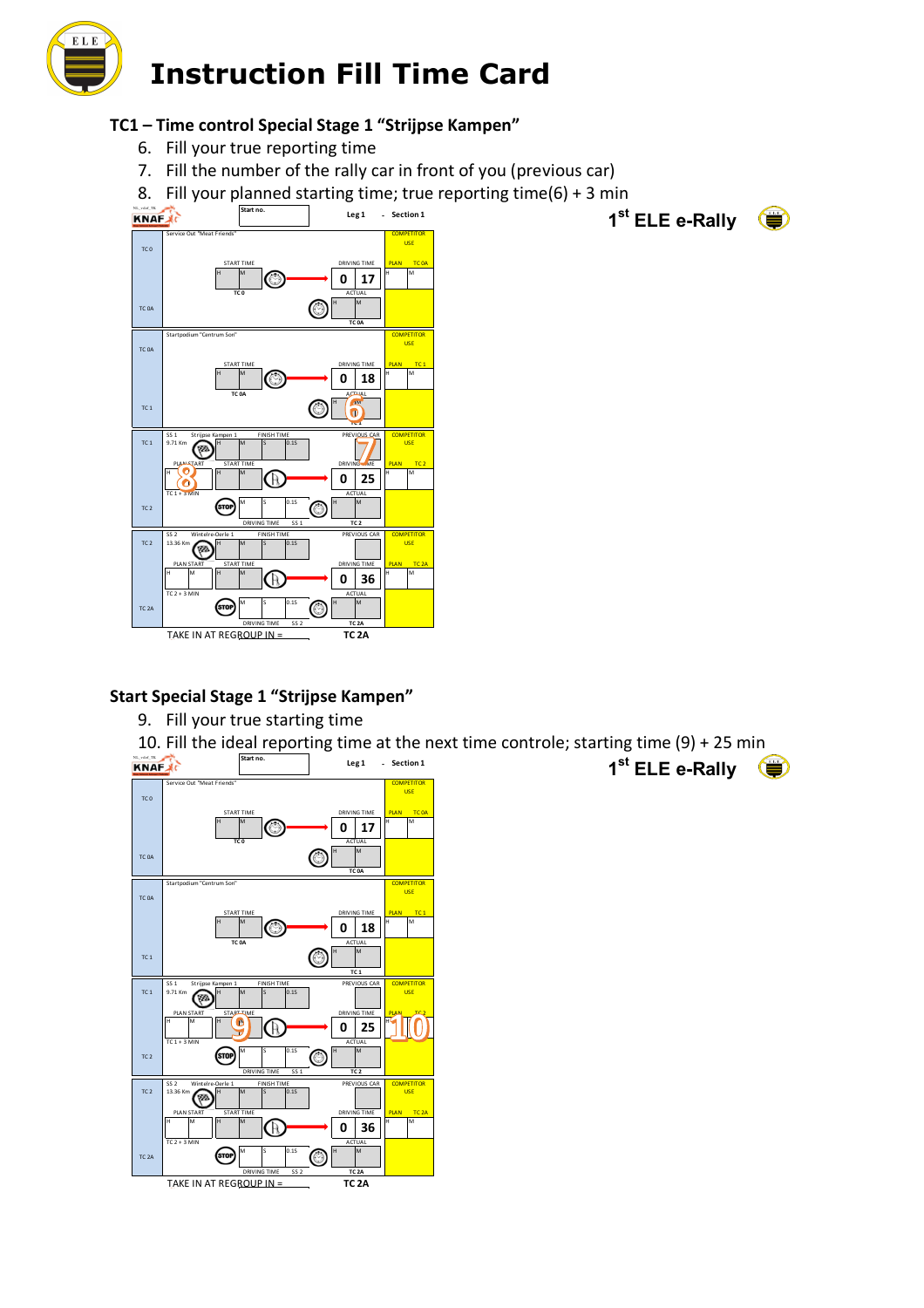# Instruction Fill Time Card

## TC1 – Time control Special Stage 1 "Strijpse Kampen"

6. Fill your true reporting time
7. Fill the number of the rally car in front of you (previous car)
8. Fill your planned starting time; true reporting time(6) + 3 min

KNAF | Start no. | Leg 1 - Section 1 | 1st ELE e-Rally

| | | | COMPETITOR USE |
|---|---|---|---|
| TC 0 | Service Out "Meat Friends" START TIME H M (TC 0) | DRIVING TIME 0 17 | PLAN TC 0A H M |
| TC 0A | | ACTUAL H M (TC 0A) | |
| TC 0A | Startpodium "Centrum Son" START TIME H M (TC 0A) | DRIVING TIME 0 18 | PLAN TC 1 H M |
| TC 1 | | ACTUAL H M (TC 1) 6 | |
| TC 1 | SS 1 Strijpse Kampen 1 9.71 Km FINISH TIME H M S 0.1S; PLAN START H M 8; TC 1 + 3 MIN; START TIME H M | PREVIOUS CAR 7; DRIVING TIME 0 25 | PLAN TC 2 H M |
| TC 2 | STOP M S 0.1S; DRIVING TIME SS 1 | ACTUAL H M (TC 2) | |
| TC 2 | SS 2 Wintelre-Oerle 1 13.36 Km FINISH TIME H M S 0.1S; PLAN START H M; TC 2 + 3 MIN; START TIME H M | PREVIOUS CAR; DRIVING TIME 0 36 | PLAN TC 2A H M |
| TC 2A | STOP M S 0.1S; DRIVING TIME SS 2 | ACTUAL H M (TC 2A) | |

TAKE IN AT REGROUP IN = TC 2A

## Start Special Stage 1 "Strijpse Kampen"

9. Fill your true starting time
10. Fill the ideal reporting time at the next time controle; starting time (9) + 25 min

KNAF | Start no. | Leg 1 - Section 1 | 1st ELE e-Rally

| | | | COMPETITOR USE |
|---|---|---|---|
| TC 0 | Service Out "Meat Friends" START TIME H M (TC 0) | DRIVING TIME 0 17 | PLAN TC 0A H M |
| TC 0A | | ACTUAL H M (TC 0A) | |
| TC 0A | Startpodium "Centrum Son" START TIME H M (TC 0A) | DRIVING TIME 0 18 | PLAN TC 1 H M |
| TC 1 | | ACTUAL H M (TC 1) | |
| TC 1 | SS 1 Strijpse Kampen 1 9.71 Km FINISH TIME H M S 0.1S; PLAN START H M; TC 1 + 3 MIN; START TIME H M 9 | PREVIOUS CAR; DRIVING TIME 0 25 | PLAN TC 2 H M 10 |
| TC 2 | STOP M S 0.1S; DRIVING TIME SS 1 | ACTUAL H M (TC 2) | |
| TC 2 | SS 2 Wintelre-Oerle 1 13.36 Km FINISH TIME H M S 0.1S; PLAN START H M; TC 2 + 3 MIN; START TIME H M | PREVIOUS CAR; DRIVING TIME 0 36 | PLAN TC 2A H M |
| TC 2A | STOP M S 0.1S; DRIVING TIME SS 2 | ACTUAL H M (TC 2A) | |

TAKE IN AT REGROUP IN = TC 2A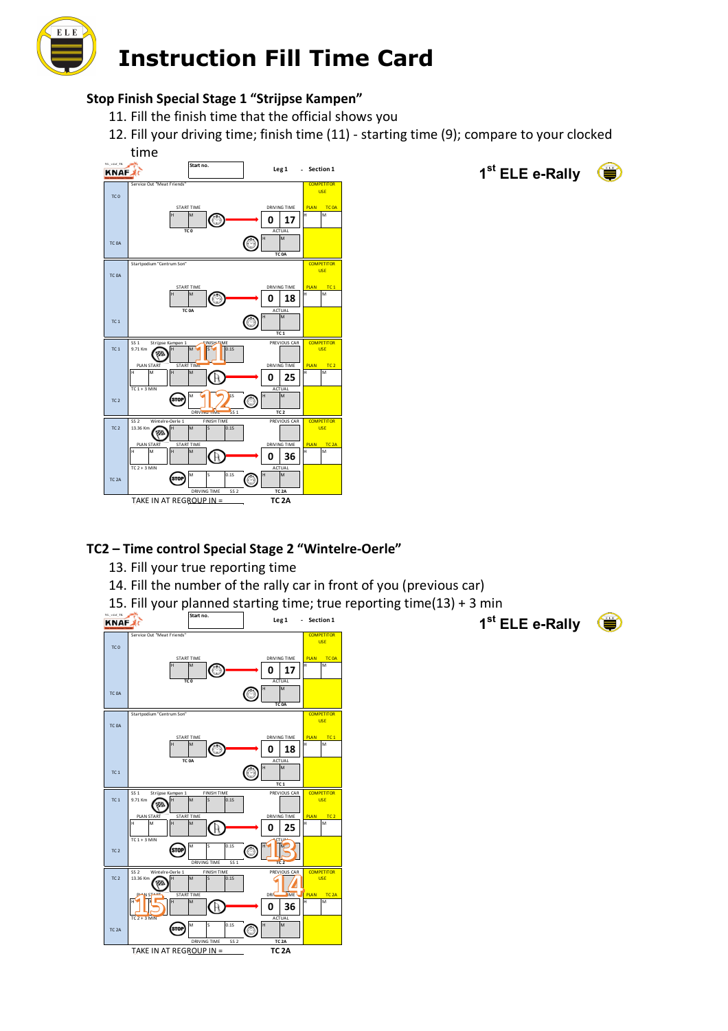# Instruction Fill Time Card

### Stop Finish Special Stage 1 “Strijpse Kampen”

11. Fill the finish time that the official shows you
12. Fill your driving time; finish time (11) - starting time (9); compare to your clocked time

KNAF

Start no.

Leg 1 - Section 1

1st ELE e-Rally

Service Out "Meat Friends"

TC 0

START TIME H M TC 0

DRIVING TIME 0 17

ACTUAL H M TC 0A

COMPETITOR USE

PLAN TC 0A H M

Startpodium "Centrum Son"

TC 0A

START TIME H M TC 0A

DRIVING TIME 0 18

ACTUAL H M TC 1

PLAN TC 1 H M

SS 1 Strijpse Kampen 1 9.71 Km

TC 1

FINISH TIME H M S 0.1S (11)

PREVIOUS CAR

PLAN START H M

START TIME H M

DRIVING TIME 0 25

TC 1 + 3 MIN

M S 0.1S (12) DRIVING TIME SS 1

ACTUAL H M TC 2

PLAN TC 2 H M

SS 2 Wintelre-Oerle 1 13.36 Km

TC 2

FINISH TIME H M S 0.1S

PREVIOUS CAR

PLAN START H M

START TIME H M

DRIVING TIME 0 36

TC 2 + 3 MIN

M S 0.1S DRIVING TIME SS 2

ACTUAL H M TC 2A

PLAN TC 2A H M

TAKE IN AT REGROUP IN =

TC 2A

### TC2 – Time control Special Stage 2 “Wintelre-Oerle”

13. Fill your true reporting time
14. Fill the number of the rally car in front of you (previous car)
15. Fill your planned starting time; true reporting time(13) + 3 min

KNAF

Start no.

Leg 1 - Section 1

1st ELE e-Rally

Service Out "Meat Friends"

TC 0

START TIME H M TC 0

DRIVING TIME 0 17

ACTUAL H M TC 0A

COMPETITOR USE

PLAN TC 0A H M

Startpodium "Centrum Son"

TC 0A

START TIME H M TC 0A

DRIVING TIME 0 18

ACTUAL H M TC 1

PLAN TC 1 H M

SS 1 Strijpse Kampen 1 9.71 Km

TC 1

FINISH TIME H M S 0.1S

PREVIOUS CAR

PLAN START H M

START TIME H M

DRIVING TIME 0 25

TC 1 + 3 MIN

M S 0.1S DRIVING TIME SS 1

ACTUAL H M (13) TC 2

PLAN TC 2 H M

SS 2 Wintelre-Oerle 1 13.36 Km

TC 2

FINISH TIME H M S 0.1S

PREVIOUS CAR (14)

PLAN START H M (15)

START TIME H M

DRIVING TIME 0 36

TC 2 + 3 MIN

M S 0.1S DRIVING TIME SS 2

ACTUAL H M TC 2A

PLAN TC 2A H M

TAKE IN AT REGROUP IN =

TC 2A